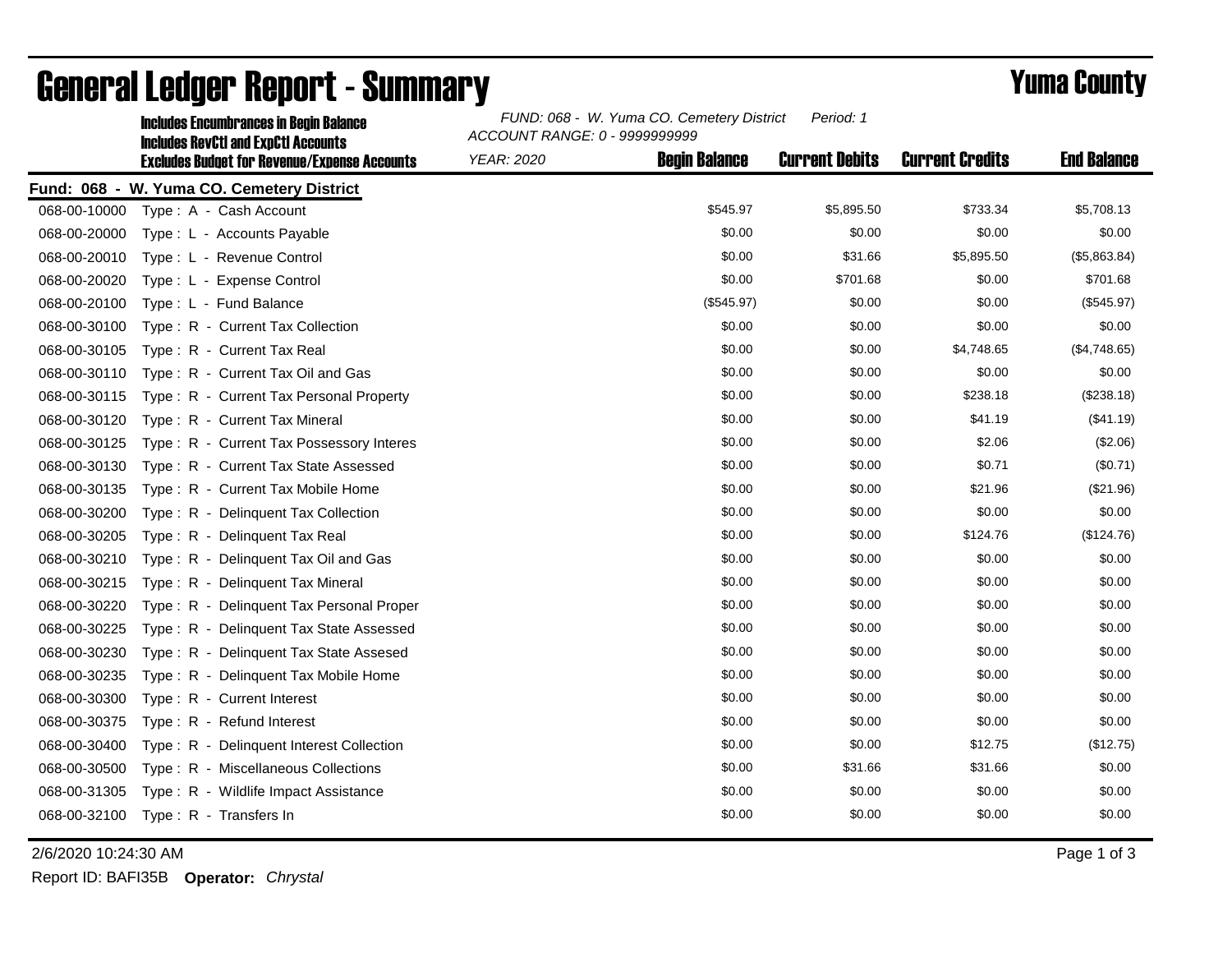# General Ledger Report - Summary

**Yuma County**

**Includes Encumbrances in Begin Balance**
**Includes RevCtl and ExpCtl Accounts**
**Excludes Budget for Revenue/Expense Accounts**

*FUND: 068 - W. Yuma CO. Cemetery District* *Period: 1*
*ACCOUNT RANGE: 0 - 9999999999*
*YEAR: 2020*

**Fund: 068 - W. Yuma CO. Cemetery District**

| Account | Description | Begin Balance | Current Debits | Current Credits | End Balance |
|---|---|---|---|---|---|
| 068-00-10000 | Type : A - Cash Account | $545.97 | $5,895.50 | $733.34 | $5,708.13 |
| 068-00-20000 | Type : L - Accounts Payable | $0.00 | $0.00 | $0.00 | $0.00 |
| 068-00-20010 | Type : L - Revenue Control | $0.00 | $31.66 | $5,895.50 | ($5,863.84) |
| 068-00-20020 | Type : L - Expense Control | $0.00 | $701.68 | $0.00 | $701.68 |
| 068-00-20100 | Type : L - Fund Balance | ($545.97) | $0.00 | $0.00 | ($545.97) |
| 068-00-30100 | Type : R - Current Tax Collection | $0.00 | $0.00 | $0.00 | $0.00 |
| 068-00-30105 | Type : R - Current Tax Real | $0.00 | $0.00 | $4,748.65 | ($4,748.65) |
| 068-00-30110 | Type : R - Current Tax Oil and Gas | $0.00 | $0.00 | $0.00 | $0.00 |
| 068-00-30115 | Type : R - Current Tax Personal Property | $0.00 | $0.00 | $238.18 | ($238.18) |
| 068-00-30120 | Type : R - Current Tax Mineral | $0.00 | $0.00 | $41.19 | ($41.19) |
| 068-00-30125 | Type : R - Current Tax Possessory Interes | $0.00 | $0.00 | $2.06 | ($2.06) |
| 068-00-30130 | Type : R - Current Tax State Assessed | $0.00 | $0.00 | $0.71 | ($0.71) |
| 068-00-30135 | Type : R - Current Tax Mobile Home | $0.00 | $0.00 | $21.96 | ($21.96) |
| 068-00-30200 | Type : R - Delinquent Tax Collection | $0.00 | $0.00 | $0.00 | $0.00 |
| 068-00-30205 | Type : R - Delinquent Tax Real | $0.00 | $0.00 | $124.76 | ($124.76) |
| 068-00-30210 | Type : R - Delinquent Tax Oil and Gas | $0.00 | $0.00 | $0.00 | $0.00 |
| 068-00-30215 | Type : R - Delinquent Tax Mineral | $0.00 | $0.00 | $0.00 | $0.00 |
| 068-00-30220 | Type : R - Delinquent Tax Personal Proper | $0.00 | $0.00 | $0.00 | $0.00 |
| 068-00-30225 | Type : R - Delinquent Tax State Assessed | $0.00 | $0.00 | $0.00 | $0.00 |
| 068-00-30230 | Type : R - Delinquent Tax State Assesed | $0.00 | $0.00 | $0.00 | $0.00 |
| 068-00-30235 | Type : R - Delinquent Tax Mobile Home | $0.00 | $0.00 | $0.00 | $0.00 |
| 068-00-30300 | Type : R - Current Interest | $0.00 | $0.00 | $0.00 | $0.00 |
| 068-00-30375 | Type : R - Refund Interest | $0.00 | $0.00 | $0.00 | $0.00 |
| 068-00-30400 | Type : R - Delinquent Interest Collection | $0.00 | $0.00 | $12.75 | ($12.75) |
| 068-00-30500 | Type : R - Miscellaneous Collections | $0.00 | $31.66 | $31.66 | $0.00 |
| 068-00-31305 | Type : R - Wildlife Impact Assistance | $0.00 | $0.00 | $0.00 | $0.00 |
| 068-00-32100 | Type : R - Transfers In | $0.00 | $0.00 | $0.00 | $0.00 |

2/6/2020 10:24:30 AM

Report ID: BAFI35B **Operator:** *Chrystal*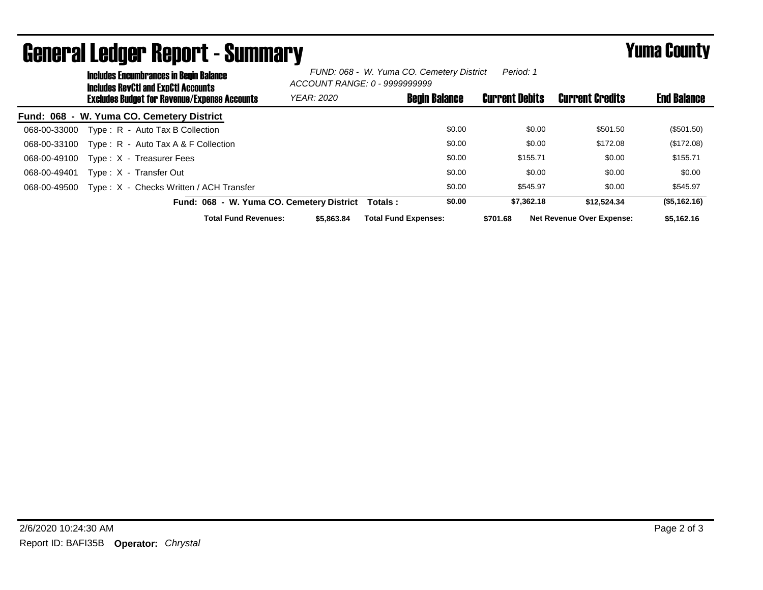# General Ledger Report - Summary

**Yuma County**

**Includes Encumbrances in Begin Balance**
**Includes RevCtl and ExpCtl Accounts**
**Excludes Budget for Revenue/Expense Accounts**

*FUND: 068 - W. Yuma CO. Cemetery District* *Period: 1*
*ACCOUNT RANGE: 0 - 9999999999*
*YEAR: 2020*

| Account | Description | Begin Balance | Current Debits | Current Credits | End Balance |
|---|---|---|---|---|---|
| **Fund: 068 - W. Yuma CO. Cemetery District** | | | | | |
| 068-00-33000 | Type : R - Auto Tax B Collection | $0.00 | $0.00 | $501.50 | ($501.50) |
| 068-00-33100 | Type : R - Auto Tax A & F Collection | $0.00 | $0.00 | $172.08 | ($172.08) |
| 068-00-49100 | Type : X - Treasurer Fees | $0.00 | $155.71 | $0.00 | $155.71 |
| 068-00-49401 | Type : X - Transfer Out | $0.00 | $0.00 | $0.00 | $0.00 |
| 068-00-49500 | Type : X - Checks Written / ACH Transfer | $0.00 | $545.97 | $0.00 | $545.97 |
| | **Fund: 068 - W. Yuma CO. Cemetery District Totals :** | **$0.00** | **$7,362.18** | **$12,524.34** | **($5,162.16)** |

**Total Fund Revenues:** **$5,863.84** **Total Fund Expenses:** **$701.68** **Net Revenue Over Expense:** **$5,162.16**

2/6/2020 10:24:30 AM

Report ID: BAFI35B **Operator:** *Chrystal*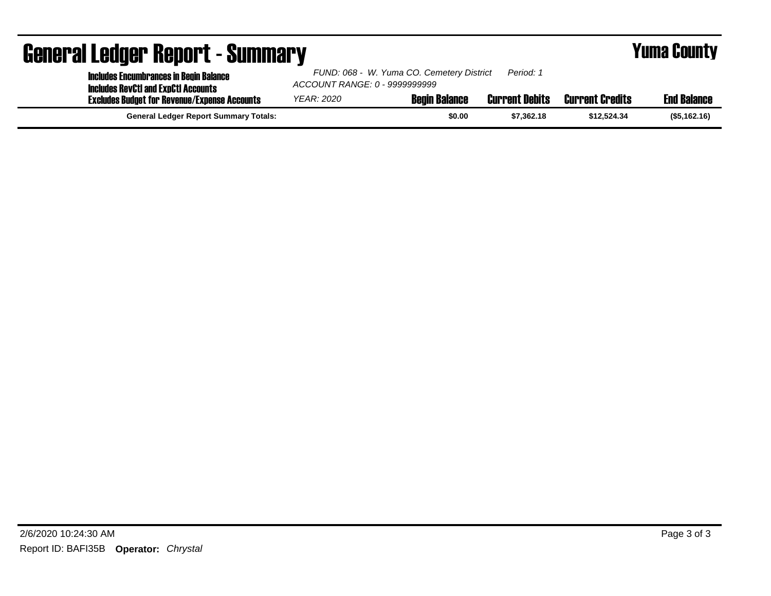# General Ledger Report - Summary

**Yuma County**

Includes Encumbrances in Begin Balance
Includes RevCtl and ExpCtl Accounts
Excludes Budget for Revenue/Expense Accounts

*FUND: 068 - W. Yuma CO. Cemetery District* *Period: 1*
*ACCOUNT RANGE: 0 - 9999999999*
*YEAR: 2020*

| | Begin Balance | Current Debits | Current Credits | End Balance |
|---|---|---|---|---|
| **General Ledger Report Summary Totals:** | **$0.00** | **$7,362.18** | **$12,524.34** | **($5,162.16)** |

2/6/2020 10:24:30 AM

Report ID: BAFI35B **Operator:** *Chrystal*